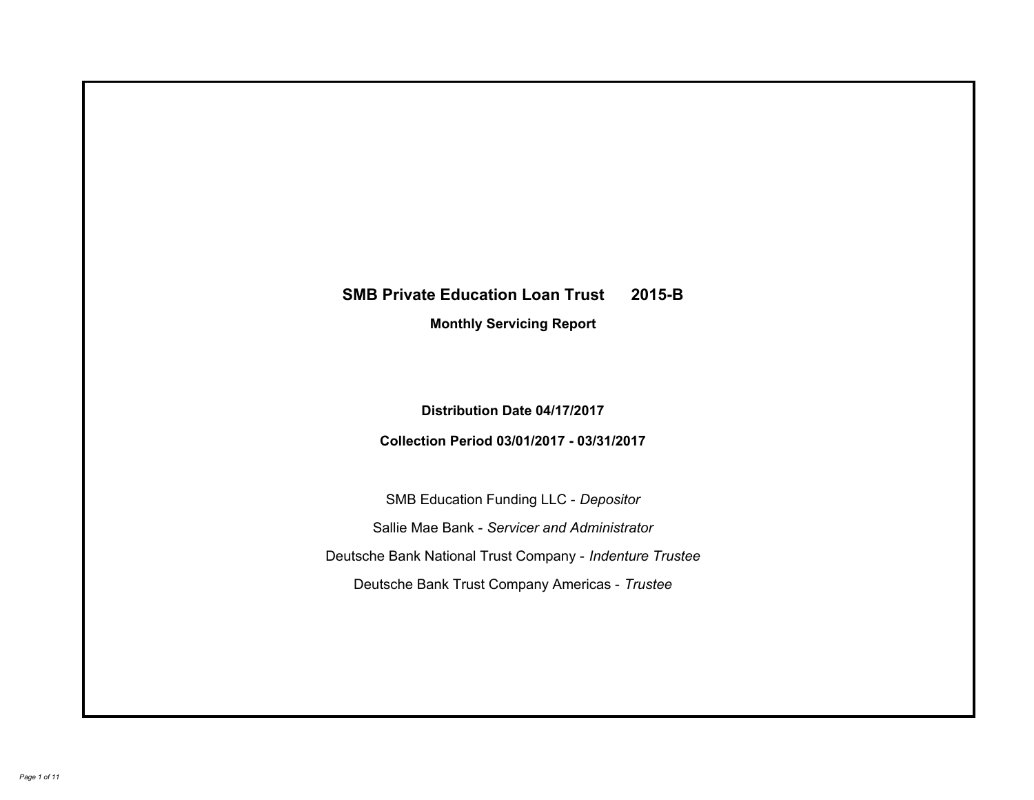# SMB Private Education Loan Trust 2015-B

**Monthly Servicing Report**

**Distribution Date 04/17/2017**

**Collection Period 03/01/2017 - 03/31/2017**

SMB Education Funding LLC - *Depositor*

Sallie Mae Bank - *Servicer and Administrator*

Deutsche Bank National Trust Company - *Indenture Trustee*

Deutsche Bank Trust Company Americas - *Trustee*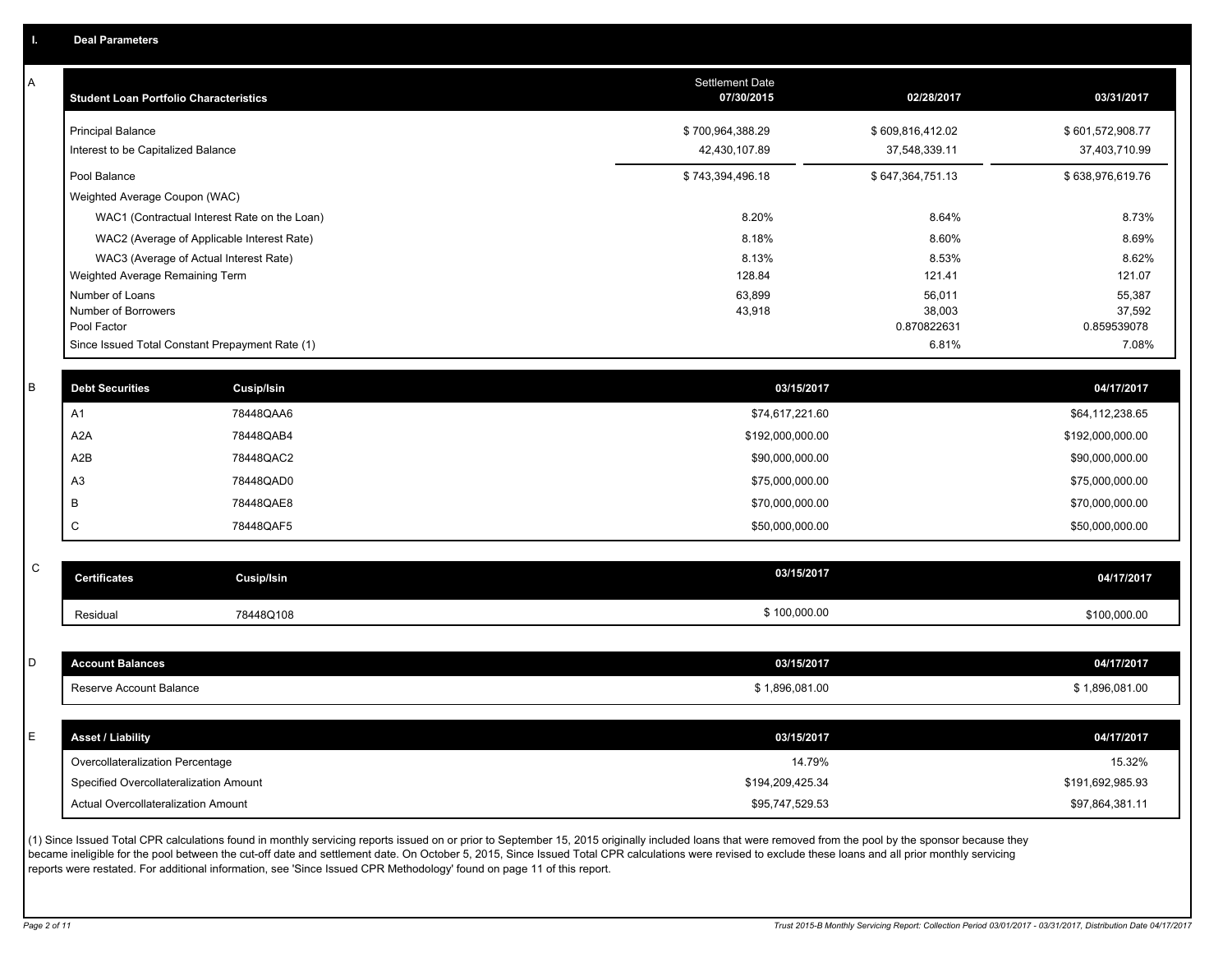## I. Deal Parameters

### A

| Student Loan Portfolio Characteristics | Settlement Date 07/30/2015 | 02/28/2017 | 03/31/2017 |
|---|---|---|---|
| Principal Balance | $ 700,964,388.29 | $ 609,816,412.02 | $ 601,572,908.77 |
| Interest to be Capitalized Balance | 42,430,107.89 | 37,548,339.11 | 37,403,710.99 |
| Pool Balance | $ 743,394,496.18 | $ 647,364,751.13 | $ 638,976,619.76 |
| Weighted Average Coupon (WAC) | | | |
| WAC1 (Contractual Interest Rate on the Loan) | 8.20% | 8.64% | 8.73% |
| WAC2 (Average of Applicable Interest Rate) | 8.18% | 8.60% | 8.69% |
| WAC3 (Average of Actual Interest Rate) | 8.13% | 8.53% | 8.62% |
| Weighted Average Remaining Term | 128.84 | 121.41 | 121.07 |
| Number of Loans | 63,899 | 56,011 | 55,387 |
| Number of Borrowers | 43,918 | 38,003 | 37,592 |
| Pool Factor | | 0.870822631 | 0.859539078 |
| Since Issued Total Constant Prepayment Rate (1) | | 6.81% | 7.08% |

### B

| Debt Securities | Cusip/Isin | 03/15/2017 | 04/17/2017 |
|---|---|---|---|
| A1 | 78448QAA6 | $74,617,221.60 | $64,112,238.65 |
| A2A | 78448QAB4 | $192,000,000.00 | $192,000,000.00 |
| A2B | 78448QAC2 | $90,000,000.00 | $90,000,000.00 |
| A3 | 78448QAD0 | $75,000,000.00 | $75,000,000.00 |
| B | 78448QAE8 | $70,000,000.00 | $70,000,000.00 |
| C | 78448QAF5 | $50,000,000.00 | $50,000,000.00 |

### C

| Certificates | Cusip/Isin | 03/15/2017 | 04/17/2017 |
|---|---|---|---|
| Residual | 78448Q108 | $ 100,000.00 | $100,000.00 |

### D

| Account Balances | 03/15/2017 | 04/17/2017 |
|---|---|---|
| Reserve Account Balance | $ 1,896,081.00 | $ 1,896,081.00 |

### E

| Asset / Liability | 03/15/2017 | 04/17/2017 |
|---|---|---|
| Overcollateralization Percentage | 14.79% | 15.32% |
| Specified Overcollateralization Amount | $194,209,425.34 | $191,692,985.93 |
| Actual Overcollateralization Amount | $95,747,529.53 | $97,864,381.11 |

(1) Since Issued Total CPR calculations found in monthly servicing reports issued on or prior to September 15, 2015 originally included loans that were removed from the pool by the sponsor because they became ineligible for the pool between the cut-off date and settlement date. On October 5, 2015, Since Issued Total CPR calculations were revised to exclude these loans and all prior monthly servicing reports were restated. For additional information, see 'Since Issued CPR Methodology' found on page 11 of this report.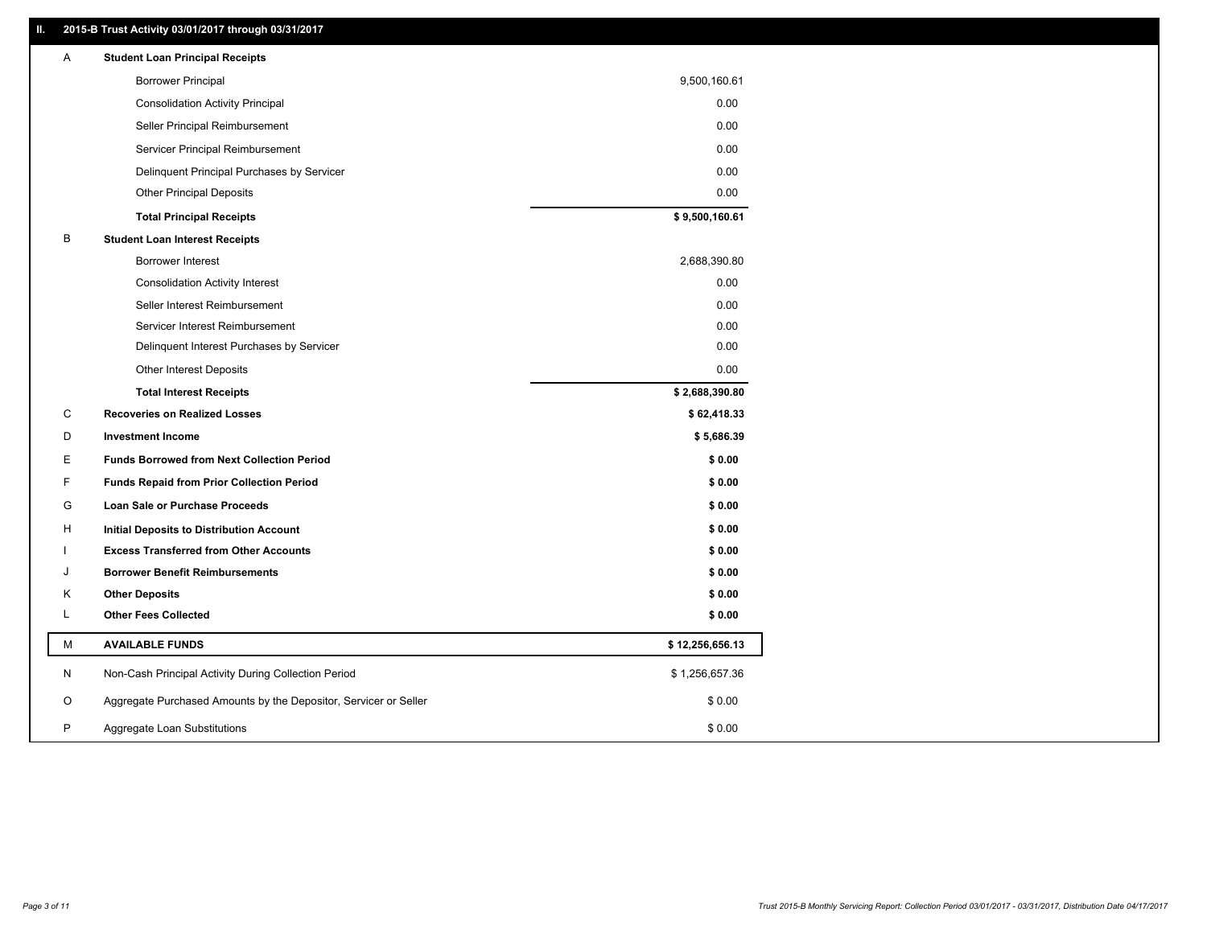## II. 2015-B Trust Activity 03/01/2017 through 03/31/2017

| | | |
|---|---|---|
| A | **Student Loan Principal Receipts** | |
| | Borrower Principal | 9,500,160.61 |
| | Consolidation Activity Principal | 0.00 |
| | Seller Principal Reimbursement | 0.00 |
| | Servicer Principal Reimbursement | 0.00 |
| | Delinquent Principal Purchases by Servicer | 0.00 |
| | Other Principal Deposits | 0.00 |
| | **Total Principal Receipts** | **$ 9,500,160.61** |
| B | **Student Loan Interest Receipts** | |
| | Borrower Interest | 2,688,390.80 |
| | Consolidation Activity Interest | 0.00 |
| | Seller Interest Reimbursement | 0.00 |
| | Servicer Interest Reimbursement | 0.00 |
| | Delinquent Interest Purchases by Servicer | 0.00 |
| | Other Interest Deposits | 0.00 |
| | **Total Interest Receipts** | **$ 2,688,390.80** |
| C | **Recoveries on Realized Losses** | **$ 62,418.33** |
| D | **Investment Income** | **$ 5,686.39** |
| E | **Funds Borrowed from Next Collection Period** | **$ 0.00** |
| F | **Funds Repaid from Prior Collection Period** | **$ 0.00** |
| G | **Loan Sale or Purchase Proceeds** | **$ 0.00** |
| H | **Initial Deposits to Distribution Account** | **$ 0.00** |
| I | **Excess Transferred from Other Accounts** | **$ 0.00** |
| J | **Borrower Benefit Reimbursements** | **$ 0.00** |
| K | **Other Deposits** | **$ 0.00** |
| L | **Other Fees Collected** | **$ 0.00** |
| M | **AVAILABLE FUNDS** | **$ 12,256,656.13** |
| N | Non-Cash Principal Activity During Collection Period | $ 1,256,657.36 |
| O | Aggregate Purchased Amounts by the Depositor, Servicer or Seller | $ 0.00 |
| P | Aggregate Loan Substitutions | $ 0.00 |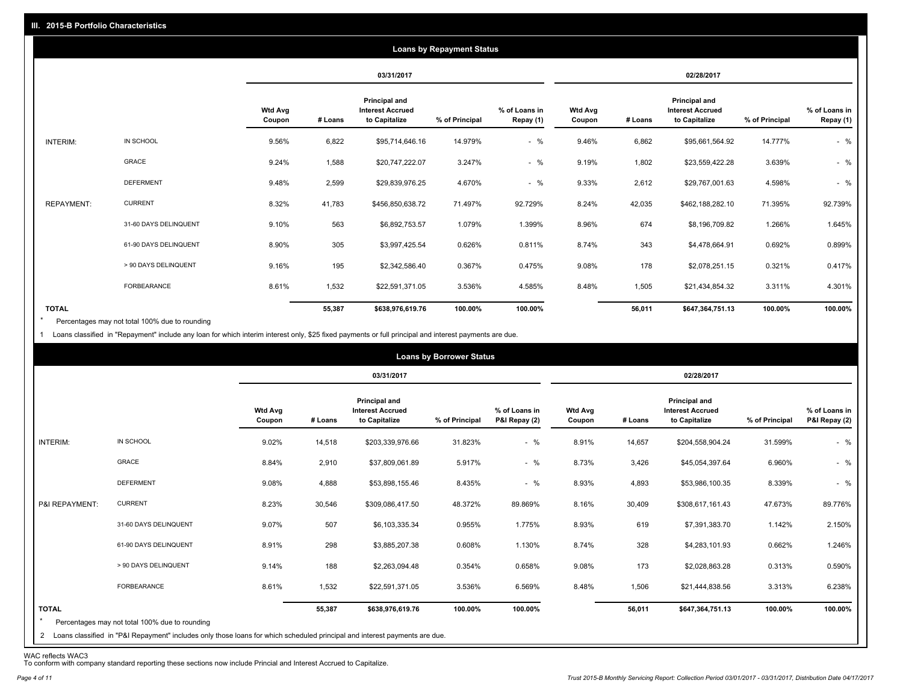## III. 2015-B Portfolio Characteristics

### Loans by Repayment Status

| | | 03/31/2017 | | | | | 02/28/2017 | | | | |
|---|---|---|---|---|---|---|---|---|---|---|---|
| | | Wtd Avg Coupon | # Loans | Principal and Interest Accrued to Capitalize | % of Principal | % of Loans in Repay (1) | Wtd Avg Coupon | # Loans | Principal and Interest Accrued to Capitalize | % of Principal | % of Loans in Repay (1) |
| INTERIM: | IN SCHOOL | 9.56% | 6,822 | $95,714,646.16 | 14.979% | - % | 9.46% | 6,862 | $95,661,564.92 | 14.777% | - % |
| | GRACE | 9.24% | 1,588 | $20,747,222.07 | 3.247% | - % | 9.19% | 1,802 | $23,559,422.28 | 3.639% | - % |
| | DEFERMENT | 9.48% | 2,599 | $29,839,976.25 | 4.670% | - % | 9.33% | 2,612 | $29,767,001.63 | 4.598% | - % |
| REPAYMENT: | CURRENT | 8.32% | 41,783 | $456,850,638.72 | 71.497% | 92.729% | 8.24% | 42,035 | $462,188,282.10 | 71.395% | 92.739% |
| | 31-60 DAYS DELINQUENT | 9.10% | 563 | $6,892,753.57 | 1.079% | 1.399% | 8.96% | 674 | $8,196,709.82 | 1.266% | 1.645% |
| | 61-90 DAYS DELINQUENT | 8.90% | 305 | $3,997,425.54 | 0.626% | 0.811% | 8.74% | 343 | $4,478,664.91 | 0.692% | 0.899% |
| | > 90 DAYS DELINQUENT | 9.16% | 195 | $2,342,586.40 | 0.367% | 0.475% | 9.08% | 178 | $2,078,251.15 | 0.321% | 0.417% |
| | FORBEARANCE | 8.61% | 1,532 | $22,591,371.05 | 3.536% | 4.585% | 8.48% | 1,505 | $21,434,854.32 | 3.311% | 4.301% |
| TOTAL | | | 55,387 | $638,976,619.76 | 100.00% | 100.00% | | 56,011 | $647,364,751.13 | 100.00% | 100.00% |

\* Percentages may not total 100% due to rounding

1 Loans classified in "Repayment" include any loan for which interim interest only, $25 fixed payments or full principal and interest payments are due.

### Loans by Borrower Status

| | | 03/31/2017 | | | | | 02/28/2017 | | | | |
|---|---|---|---|---|---|---|---|---|---|---|---|
| | | Wtd Avg Coupon | # Loans | Principal and Interest Accrued to Capitalize | % of Principal | % of Loans in P&I Repay (2) | Wtd Avg Coupon | # Loans | Principal and Interest Accrued to Capitalize | % of Principal | % of Loans in P&I Repay (2) |
| INTERIM: | IN SCHOOL | 9.02% | 14,518 | $203,339,976.66 | 31.823% | - % | 8.91% | 14,657 | $204,558,904.24 | 31.599% | - % |
| | GRACE | 8.84% | 2,910 | $37,809,061.89 | 5.917% | - % | 8.73% | 3,426 | $45,054,397.64 | 6.960% | - % |
| | DEFERMENT | 9.08% | 4,888 | $53,898,155.46 | 8.435% | - % | 8.93% | 4,893 | $53,986,100.35 | 8.339% | - % |
| P&I REPAYMENT: | CURRENT | 8.23% | 30,546 | $309,086,417.50 | 48.372% | 89.869% | 8.16% | 30,409 | $308,617,161.43 | 47.673% | 89.776% |
| | 31-60 DAYS DELINQUENT | 9.07% | 507 | $6,103,335.34 | 0.955% | 1.775% | 8.93% | 619 | $7,391,383.70 | 1.142% | 2.150% |
| | 61-90 DAYS DELINQUENT | 8.91% | 298 | $3,885,207.38 | 0.608% | 1.130% | 8.74% | 328 | $4,283,101.93 | 0.662% | 1.246% |
| | > 90 DAYS DELINQUENT | 9.14% | 188 | $2,263,094.48 | 0.354% | 0.658% | 9.08% | 173 | $2,028,863.28 | 0.313% | 0.590% |
| | FORBEARANCE | 8.61% | 1,532 | $22,591,371.05 | 3.536% | 6.569% | 8.48% | 1,506 | $21,444,838.56 | 3.313% | 6.238% |
| TOTAL | | | 55,387 | $638,976,619.76 | 100.00% | 100.00% | | 56,011 | $647,364,751.13 | 100.00% | 100.00% |

\* Percentages may not total 100% due to rounding

2 Loans classified in "P&I Repayment" includes only those loans for which scheduled principal and interest payments are due.

WAC reflects WAC3

To conform with company standard reporting these sections now include Princial and Interest Accrued to Capitalize.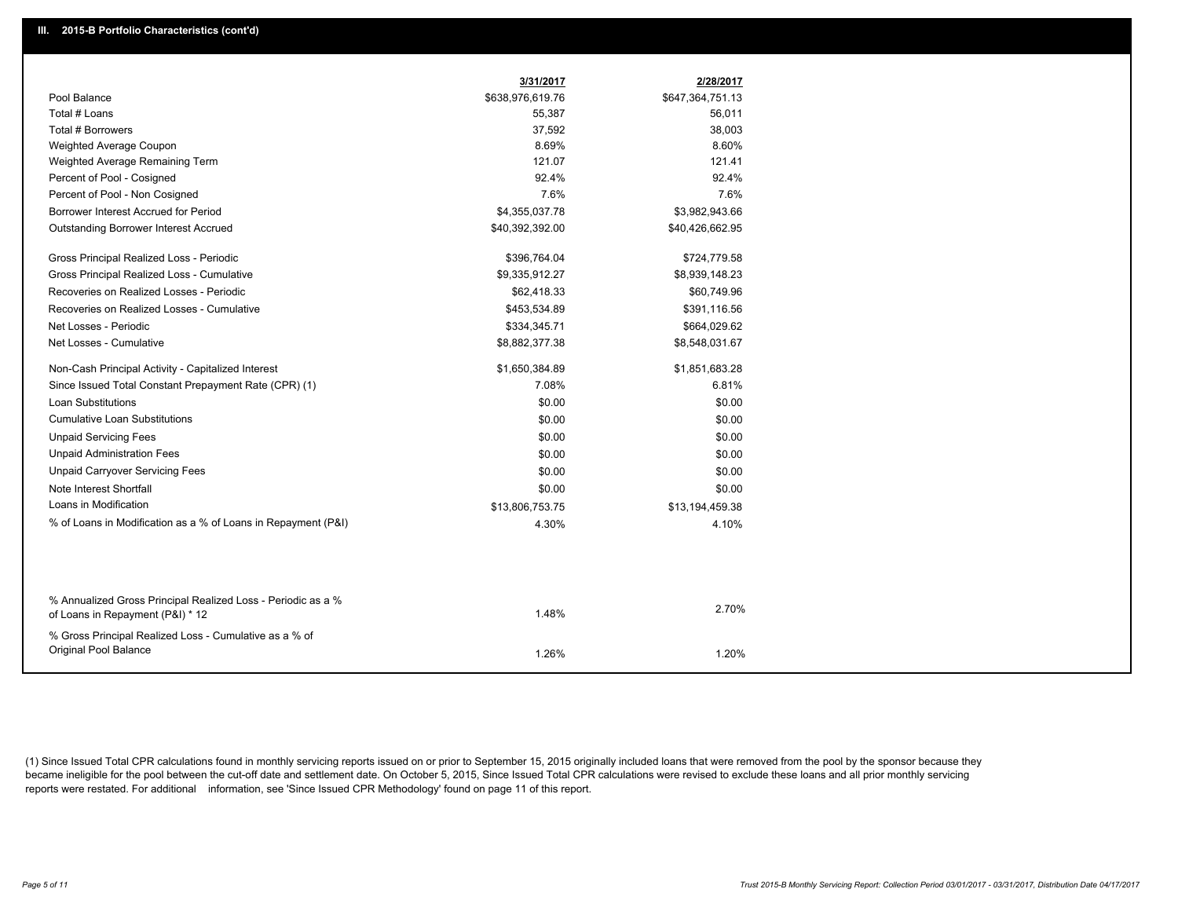## III. 2015-B Portfolio Characteristics (cont'd)

| | 3/31/2017 | 2/28/2017 |
|---|---|---|
| Pool Balance | $638,976,619.76 | $647,364,751.13 |
| Total # Loans | 55,387 | 56,011 |
| Total # Borrowers | 37,592 | 38,003 |
| Weighted Average Coupon | 8.69% | 8.60% |
| Weighted Average Remaining Term | 121.07 | 121.41 |
| Percent of Pool - Cosigned | 92.4% | 92.4% |
| Percent of Pool - Non Cosigned | 7.6% | 7.6% |
| Borrower Interest Accrued for Period | $4,355,037.78 | $3,982,943.66 |
| Outstanding Borrower Interest Accrued | $40,392,392.00 | $40,426,662.95 |
| Gross Principal Realized Loss - Periodic | $396,764.04 | $724,779.58 |
| Gross Principal Realized Loss - Cumulative | $9,335,912.27 | $8,939,148.23 |
| Recoveries on Realized Losses - Periodic | $62,418.33 | $60,749.96 |
| Recoveries on Realized Losses - Cumulative | $453,534.89 | $391,116.56 |
| Net Losses - Periodic | $334,345.71 | $664,029.62 |
| Net Losses - Cumulative | $8,882,377.38 | $8,548,031.67 |
| Non-Cash Principal Activity - Capitalized Interest | $1,650,384.89 | $1,851,683.28 |
| Since Issued Total Constant Prepayment Rate (CPR) (1) | 7.08% | 6.81% |
| Loan Substitutions | $0.00 | $0.00 |
| Cumulative Loan Substitutions | $0.00 | $0.00 |
| Unpaid Servicing Fees | $0.00 | $0.00 |
| Unpaid Administration Fees | $0.00 | $0.00 |
| Unpaid Carryover Servicing Fees | $0.00 | $0.00 |
| Note Interest Shortfall | $0.00 | $0.00 |
| Loans in Modification | $13,806,753.75 | $13,194,459.38 |
| % of Loans in Modification as a % of Loans in Repayment (P&I) | 4.30% | 4.10% |
| % Annualized Gross Principal Realized Loss - Periodic as a % of Loans in Repayment (P&I) * 12 | 1.48% | 2.70% |
| % Gross Principal Realized Loss - Cumulative as a % of Original Pool Balance | 1.26% | 1.20% |

(1) Since Issued Total CPR calculations found in monthly servicing reports issued on or prior to September 15, 2015 originally included loans that were removed from the pool by the sponsor because they became ineligible for the pool between the cut-off date and settlement date. On October 5, 2015, Since Issued Total CPR calculations were revised to exclude these loans and all prior monthly servicing reports were restated. For additional information, see 'Since Issued CPR Methodology' found on page 11 of this report.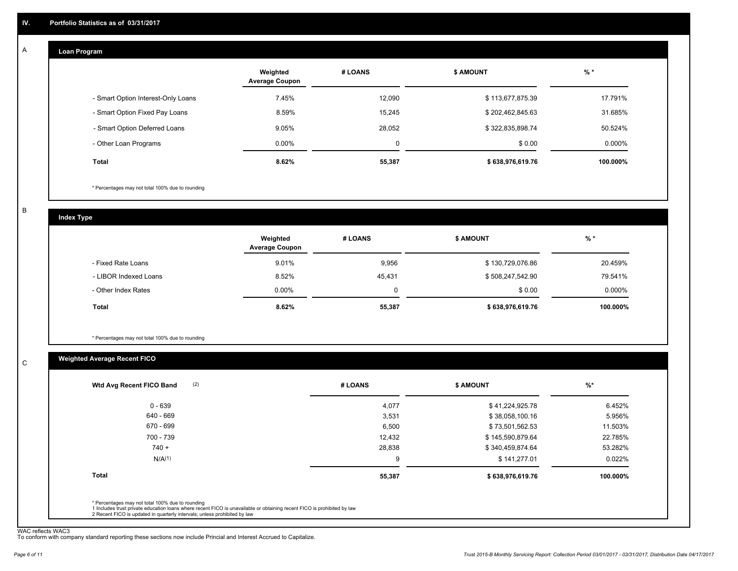## IV. Portfolio Statistics as of 03/31/2017

### A Loan Program

| | Weighted Average Coupon | # LOANS | $ AMOUNT | % * |
|---|---|---|---|---|
| - Smart Option Interest-Only Loans | 7.45% | 12,090 | $ 113,677,875.39 | 17.791% |
| - Smart Option Fixed Pay Loans | 8.59% | 15,245 | $ 202,462,845.63 | 31.685% |
| - Smart Option Deferred Loans | 9.05% | 28,052 | $ 322,835,898.74 | 50.524% |
| - Other Loan Programs | 0.00% | 0 | $ 0.00 | 0.000% |
| **Total** | **8.62%** | **55,387** | **$ 638,976,619.76** | **100.000%** |

* Percentages may not total 100% due to rounding

### B Index Type

| | Weighted Average Coupon | # LOANS | $ AMOUNT | % * |
|---|---|---|---|---|
| - Fixed Rate Loans | 9.01% | 9,956 | $ 130,729,076.86 | 20.459% |
| - LIBOR Indexed Loans | 8.52% | 45,431 | $ 508,247,542.90 | 79.541% |
| - Other Index Rates | 0.00% | 0 | $ 0.00 | 0.000% |
| **Total** | **8.62%** | **55,387** | **$ 638,976,619.76** | **100.000%** |

* Percentages may not total 100% due to rounding

### C Weighted Average Recent FICO

| Wtd Avg Recent FICO Band (2) | # LOANS | $ AMOUNT | %* |
|---|---|---|---|
| 0 - 639 | 4,077 | $ 41,224,925.78 | 6.452% |
| 640 - 669 | 3,531 | $ 38,058,100.16 | 5.956% |
| 670 - 699 | 6,500 | $ 73,501,562.53 | 11.503% |
| 700 - 739 | 12,432 | $ 145,590,879.64 | 22.785% |
| 740 + | 28,838 | $ 340,459,874.64 | 53.282% |
| N/A(1) | 9 | $ 141,277.01 | 0.022% |
| **Total** | **55,387** | **$ 638,976,619.76** | **100.000%** |

* Percentages may not total 100% due to rounding
1 Includes trust private education loans where recent FICO is unavailable or obtaining recent FICO is prohibited by law
2 Recent FICO is updated in quarterly intervals; unless prohibited by law

WAC reflects WAC3
To conform with company standard reporting these sections now include Princial and Interest Accrued to Capitalize.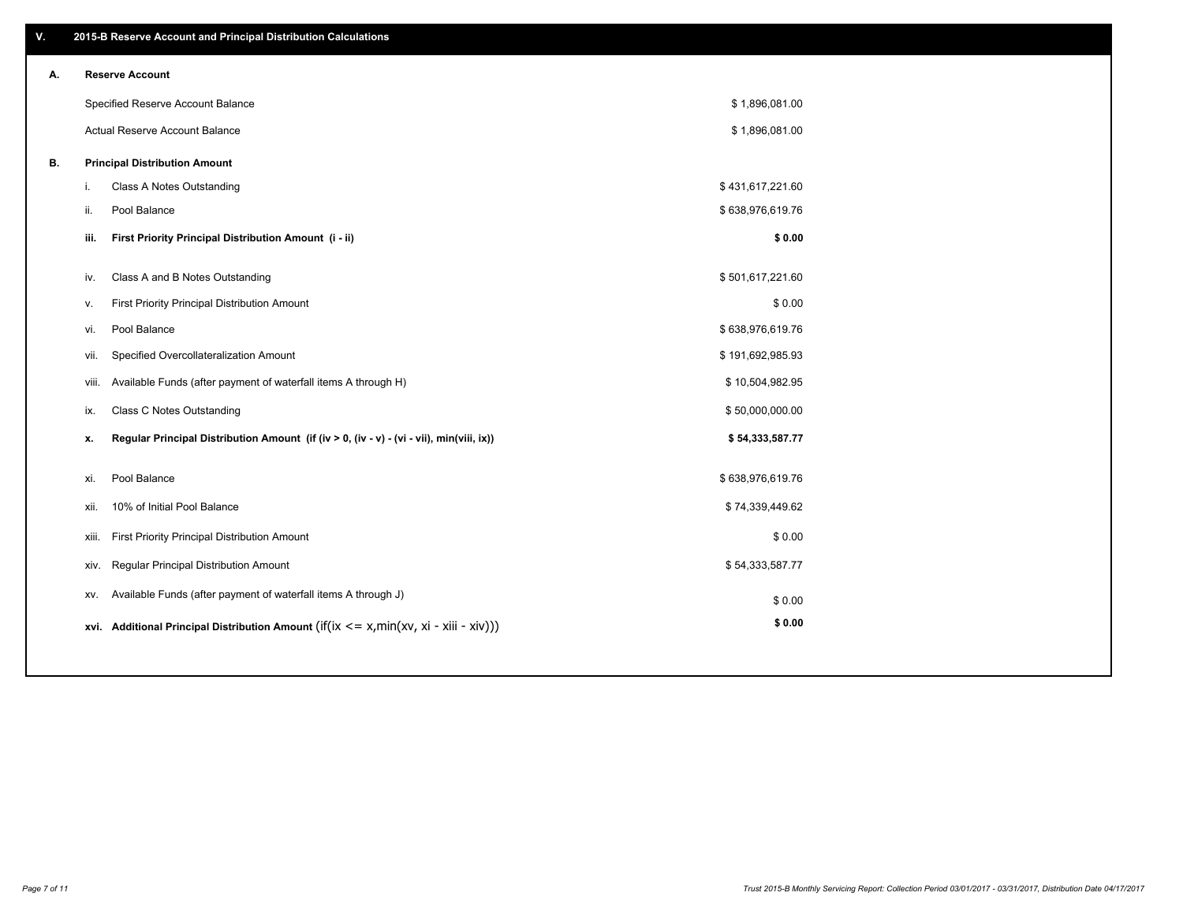## V. 2015-B Reserve Account and Principal Distribution Calculations

### A. Reserve Account

| | |
|---|---|
| Specified Reserve Account Balance | $ 1,896,081.00 |
| Actual Reserve Account Balance | $ 1,896,081.00 |

### B. Principal Distribution Amount

| | | |
|---|---|---|
| i. | Class A Notes Outstanding | $ 431,617,221.60 |
| ii. | Pool Balance | $ 638,976,619.76 |
| **iii.** | **First Priority Principal Distribution Amount (i - ii)** | **$ 0.00** |
| iv. | Class A and B Notes Outstanding | $ 501,617,221.60 |
| v. | First Priority Principal Distribution Amount | $ 0.00 |
| vi. | Pool Balance | $ 638,976,619.76 |
| vii. | Specified Overcollateralization Amount | $ 191,692,985.93 |
| viii. | Available Funds (after payment of waterfall items A through H) | $ 10,504,982.95 |
| ix. | Class C Notes Outstanding | $ 50,000,000.00 |
| **x.** | **Regular Principal Distribution Amount (if (iv > 0, (iv - v) - (vi - vii), min(viii, ix))** | **$ 54,333,587.77** |
| xi. | Pool Balance | $ 638,976,619.76 |
| xii. | 10% of Initial Pool Balance | $ 74,339,449.62 |
| xiii. | First Priority Principal Distribution Amount | $ 0.00 |
| xiv. | Regular Principal Distribution Amount | $ 54,333,587.77 |
| xv. | Available Funds (after payment of waterfall items A through J) | $ 0.00 |
| **xvi.** | **Additional Principal Distribution Amount** (if(ix <= x,min(xv, xi - xiii - xiv))) | **$ 0.00** |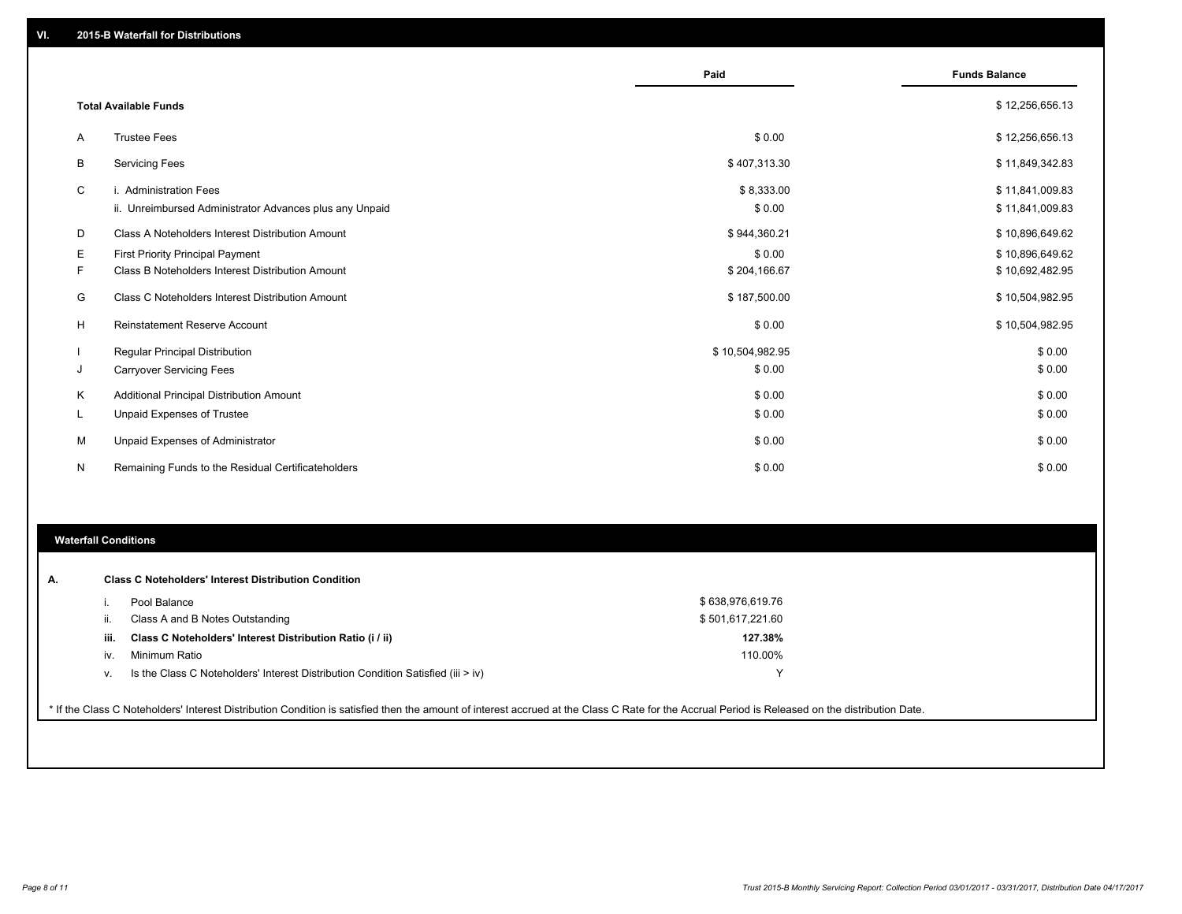## VI. 2015-B Waterfall for Distributions

| | | Paid | Funds Balance |
|---|---|---|---|
| | **Total Available Funds** | | $ 12,256,656.13 |
| A | Trustee Fees | $ 0.00 | $ 12,256,656.13 |
| B | Servicing Fees | $ 407,313.30 | $ 11,849,342.83 |
| C | i. Administration Fees | $ 8,333.00 | $ 11,841,009.83 |
| | ii. Unreimbursed Administrator Advances plus any Unpaid | $ 0.00 | $ 11,841,009.83 |
| D | Class A Noteholders Interest Distribution Amount | $ 944,360.21 | $ 10,896,649.62 |
| E | First Priority Principal Payment | $ 0.00 | $ 10,896,649.62 |
| F | Class B Noteholders Interest Distribution Amount | $ 204,166.67 | $ 10,692,482.95 |
| G | Class C Noteholders Interest Distribution Amount | $ 187,500.00 | $ 10,504,982.95 |
| H | Reinstatement Reserve Account | $ 0.00 | $ 10,504,982.95 |
| I | Regular Principal Distribution | $ 10,504,982.95 | $ 0.00 |
| J | Carryover Servicing Fees | $ 0.00 | $ 0.00 |
| K | Additional Principal Distribution Amount | $ 0.00 | $ 0.00 |
| L | Unpaid Expenses of Trustee | $ 0.00 | $ 0.00 |
| M | Unpaid Expenses of Administrator | $ 0.00 | $ 0.00 |
| N | Remaining Funds to the Residual Certificateholders | $ 0.00 | $ 0.00 |

### Waterfall Conditions

**A. Class C Noteholders' Interest Distribution Condition**

| | | |
|---|---|---|
| i. | Pool Balance | $ 638,976,619.76 |
| ii. | Class A and B Notes Outstanding | $ 501,617,221.60 |
| **iii.** | **Class C Noteholders' Interest Distribution Ratio (i / ii)** | **127.38%** |
| iv. | Minimum Ratio | 110.00% |
| v. | Is the Class C Noteholders' Interest Distribution Condition Satisfied (iii > iv) | Y |

* If the Class C Noteholders' Interest Distribution Condition is satisfied then the amount of interest accrued at the Class C Rate for the Accrual Period is Released on the distribution Date.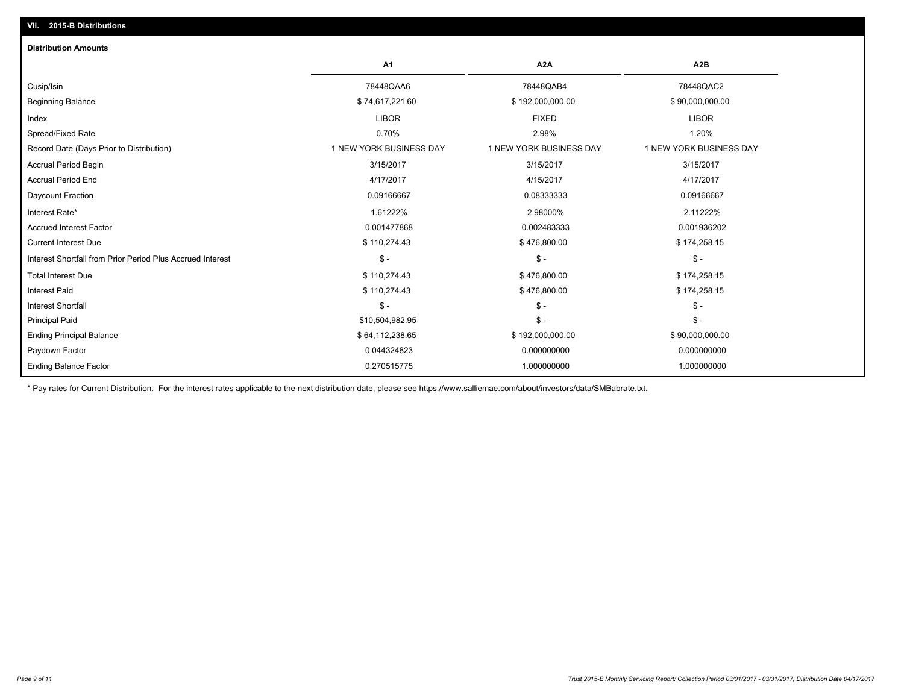## VII. 2015-B Distributions

### Distribution Amounts

| | A1 | A2A | A2B |
|---|---|---|---|
| Cusip/Isin | 78448QAA6 | 78448QAB4 | 78448QAC2 |
| Beginning Balance | $ 74,617,221.60 | $ 192,000,000.00 | $ 90,000,000.00 |
| Index | LIBOR | FIXED | LIBOR |
| Spread/Fixed Rate | 0.70% | 2.98% | 1.20% |
| Record Date (Days Prior to Distribution) | 1 NEW YORK BUSINESS DAY | 1 NEW YORK BUSINESS DAY | 1 NEW YORK BUSINESS DAY |
| Accrual Period Begin | 3/15/2017 | 3/15/2017 | 3/15/2017 |
| Accrual Period End | 4/17/2017 | 4/15/2017 | 4/17/2017 |
| Daycount Fraction | 0.09166667 | 0.08333333 | 0.09166667 |
| Interest Rate* | 1.61222% | 2.98000% | 2.11222% |
| Accrued Interest Factor | 0.001477868 | 0.002483333 | 0.001936202 |
| Current Interest Due | $ 110,274.43 | $ 476,800.00 | $ 174,258.15 |
| Interest Shortfall from Prior Period Plus Accrued Interest | $ - | $ - | $ - |
| Total Interest Due | $ 110,274.43 | $ 476,800.00 | $ 174,258.15 |
| Interest Paid | $ 110,274.43 | $ 476,800.00 | $ 174,258.15 |
| Interest Shortfall | $ - | $ - | $ - |
| Principal Paid | $10,504,982.95 | $ - | $ - |
| Ending Principal Balance | $ 64,112,238.65 | $ 192,000,000.00 | $ 90,000,000.00 |
| Paydown Factor | 0.044324823 | 0.000000000 | 0.000000000 |
| Ending Balance Factor | 0.270515775 | 1.000000000 | 1.000000000 |

* Pay rates for Current Distribution. For the interest rates applicable to the next distribution date, please see https://www.salliemae.com/about/investors/data/SMBabrate.txt.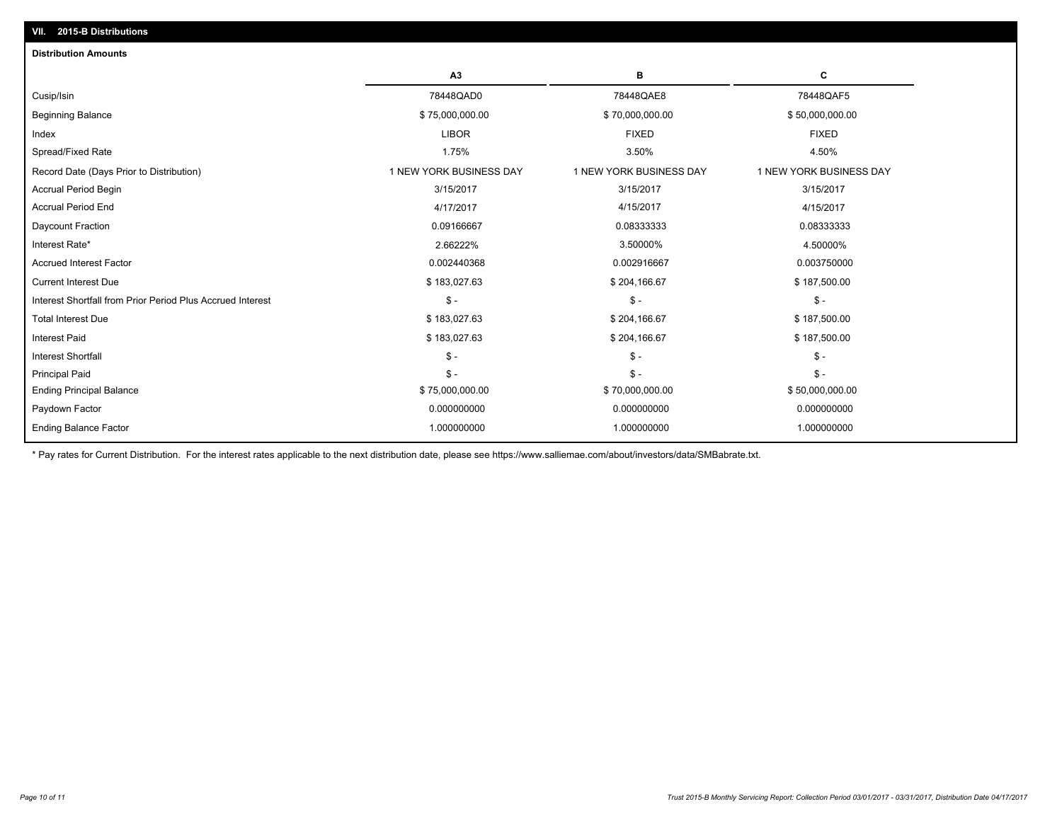## VII. 2015-B Distributions

### Distribution Amounts

| | A3 | B | C |
|---|---|---|---|
| Cusip/Isin | 78448QAD0 | 78448QAE8 | 78448QAF5 |
| Beginning Balance | $ 75,000,000.00 | $ 70,000,000.00 | $ 50,000,000.00 |
| Index | LIBOR | FIXED | FIXED |
| Spread/Fixed Rate | 1.75% | 3.50% | 4.50% |
| Record Date (Days Prior to Distribution) | 1 NEW YORK BUSINESS DAY | 1 NEW YORK BUSINESS DAY | 1 NEW YORK BUSINESS DAY |
| Accrual Period Begin | 3/15/2017 | 3/15/2017 | 3/15/2017 |
| Accrual Period End | 4/17/2017 | 4/15/2017 | 4/15/2017 |
| Daycount Fraction | 0.09166667 | 0.08333333 | 0.08333333 |
| Interest Rate* | 2.66222% | 3.50000% | 4.50000% |
| Accrued Interest Factor | 0.002440368 | 0.002916667 | 0.003750000 |
| Current Interest Due | $ 183,027.63 | $ 204,166.67 | $ 187,500.00 |
| Interest Shortfall from Prior Period Plus Accrued Interest | $ - | $ - | $ - |
| Total Interest Due | $ 183,027.63 | $ 204,166.67 | $ 187,500.00 |
| Interest Paid | $ 183,027.63 | $ 204,166.67 | $ 187,500.00 |
| Interest Shortfall | $ - | $ - | $ - |
| Principal Paid | $ - | $ - | $ - |
| Ending Principal Balance | $ 75,000,000.00 | $ 70,000,000.00 | $ 50,000,000.00 |
| Paydown Factor | 0.000000000 | 0.000000000 | 0.000000000 |
| Ending Balance Factor | 1.000000000 | 1.000000000 | 1.000000000 |

* Pay rates for Current Distribution. For the interest rates applicable to the next distribution date, please see https://www.salliemae.com/about/investors/data/SMBabrate.txt.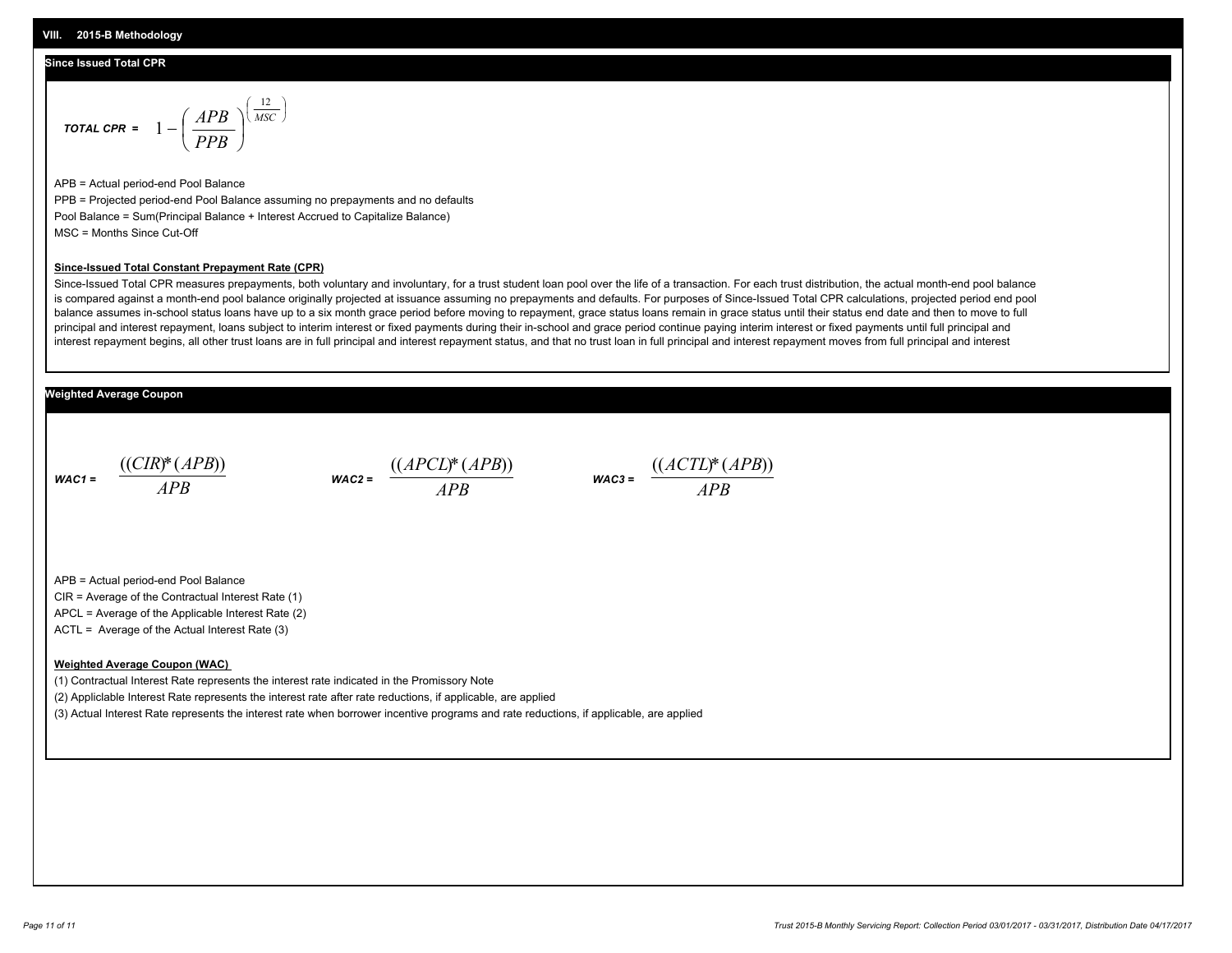## VIII. 2015-B Methodology

### Since Issued Total CPR

***TOTAL CPR =*** $$1 - \left(\frac{APB}{PPB}\right)^{\left(\frac{12}{MSC}\right)}$$

APB = Actual period-end Pool Balance

PPB = Projected period-end Pool Balance assuming no prepayments and no defaults

Pool Balance = Sum(Principal Balance + Interest Accrued to Capitalize Balance)

MSC = Months Since Cut-Off

**Since-Issued Total Constant Prepayment Rate (CPR)**

Since-Issued Total CPR measures prepayments, both voluntary and involuntary, for a trust student loan pool over the life of a transaction. For each trust distribution, the actual month-end pool balance is compared against a month-end pool balance originally projected at issuance assuming no prepayments and defaults. For purposes of Since-Issued Total CPR calculations, projected period end pool balance assumes in-school status loans have up to a six month grace period before moving to repayment, grace status loans remain in grace status until their status end date and then to move to full principal and interest repayment, loans subject to interim interest or fixed payments during their in-school and grace period continue paying interim interest or fixed payments until full principal and interest repayment begins, all other trust loans are in full principal and interest repayment status, and that no trust loan in full principal and interest repayment moves from full principal and interest

### Weighted Average Coupon

***WAC1 =*** $$\frac{((CIR)*(APB))}{APB}$$

***WAC2 =*** $$\frac{((APCL)*(APB))}{APB}$$

***WAC3 =*** $$\frac{((ACTL)*(APB))}{APB}$$

APB = Actual period-end Pool Balance

CIR = Average of the Contractual Interest Rate (1)

APCL = Average of the Applicable Interest Rate (2)

ACTL = Average of the Actual Interest Rate (3)

**Weighted Average Coupon (WAC)**

(1) Contractual Interest Rate represents the interest rate indicated in the Promissory Note

(2) Appliclable Interest Rate represents the interest rate after rate reductions, if applicable, are applied

(3) Actual Interest Rate represents the interest rate when borrower incentive programs and rate reductions, if applicable, are applied